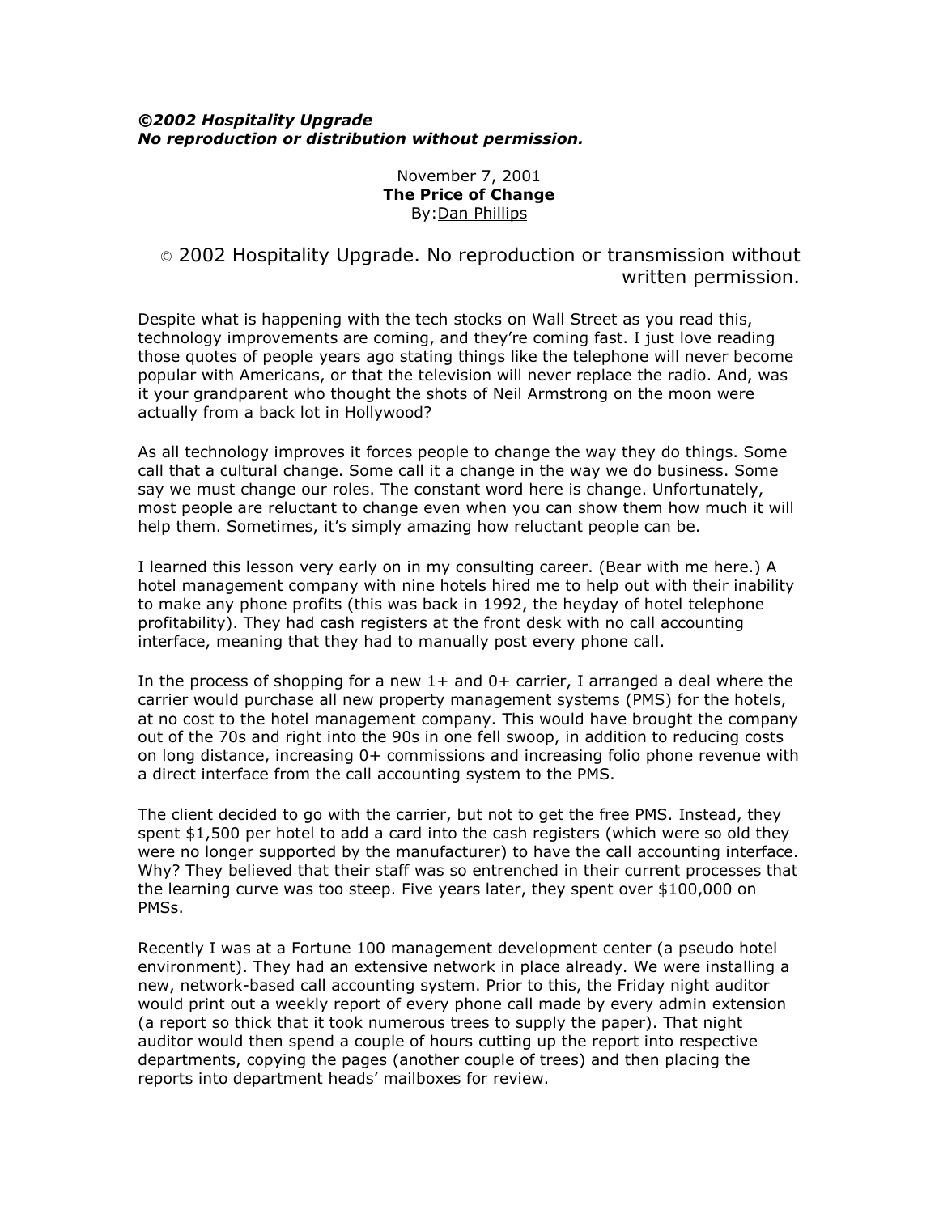***©2002 Hospitality Upgrade***
***No reproduction or distribution without permission.***

November 7, 2001

**The Price of Change**

By:Dan Phillips

© 2002 Hospitality Upgrade. No reproduction or transmission without written permission.

Despite what is happening with the tech stocks on Wall Street as you read this, technology improvements are coming, and they're coming fast. I just love reading those quotes of people years ago stating things like the telephone will never become popular with Americans, or that the television will never replace the radio. And, was it your grandparent who thought the shots of Neil Armstrong on the moon were actually from a back lot in Hollywood?

As all technology improves it forces people to change the way they do things. Some call that a cultural change. Some call it a change in the way we do business. Some say we must change our roles. The constant word here is change. Unfortunately, most people are reluctant to change even when you can show them how much it will help them. Sometimes, it's simply amazing how reluctant people can be.

I learned this lesson very early on in my consulting career. (Bear with me here.) A hotel management company with nine hotels hired me to help out with their inability to make any phone profits (this was back in 1992, the heyday of hotel telephone profitability). They had cash registers at the front desk with no call accounting interface, meaning that they had to manually post every phone call.

In the process of shopping for a new 1+ and 0+ carrier, I arranged a deal where the carrier would purchase all new property management systems (PMS) for the hotels, at no cost to the hotel management company. This would have brought the company out of the 70s and right into the 90s in one fell swoop, in addition to reducing costs on long distance, increasing 0+ commissions and increasing folio phone revenue with a direct interface from the call accounting system to the PMS.

The client decided to go with the carrier, but not to get the free PMS. Instead, they spent $1,500 per hotel to add a card into the cash registers (which were so old they were no longer supported by the manufacturer) to have the call accounting interface. Why? They believed that their staff was so entrenched in their current processes that the learning curve was too steep. Five years later, they spent over $100,000 on PMSs.

Recently I was at a Fortune 100 management development center (a pseudo hotel environment). They had an extensive network in place already. We were installing a new, network-based call accounting system. Prior to this, the Friday night auditor would print out a weekly report of every phone call made by every admin extension (a report so thick that it took numerous trees to supply the paper). That night auditor would then spend a couple of hours cutting up the report into respective departments, copying the pages (another couple of trees) and then placing the reports into department heads' mailboxes for review.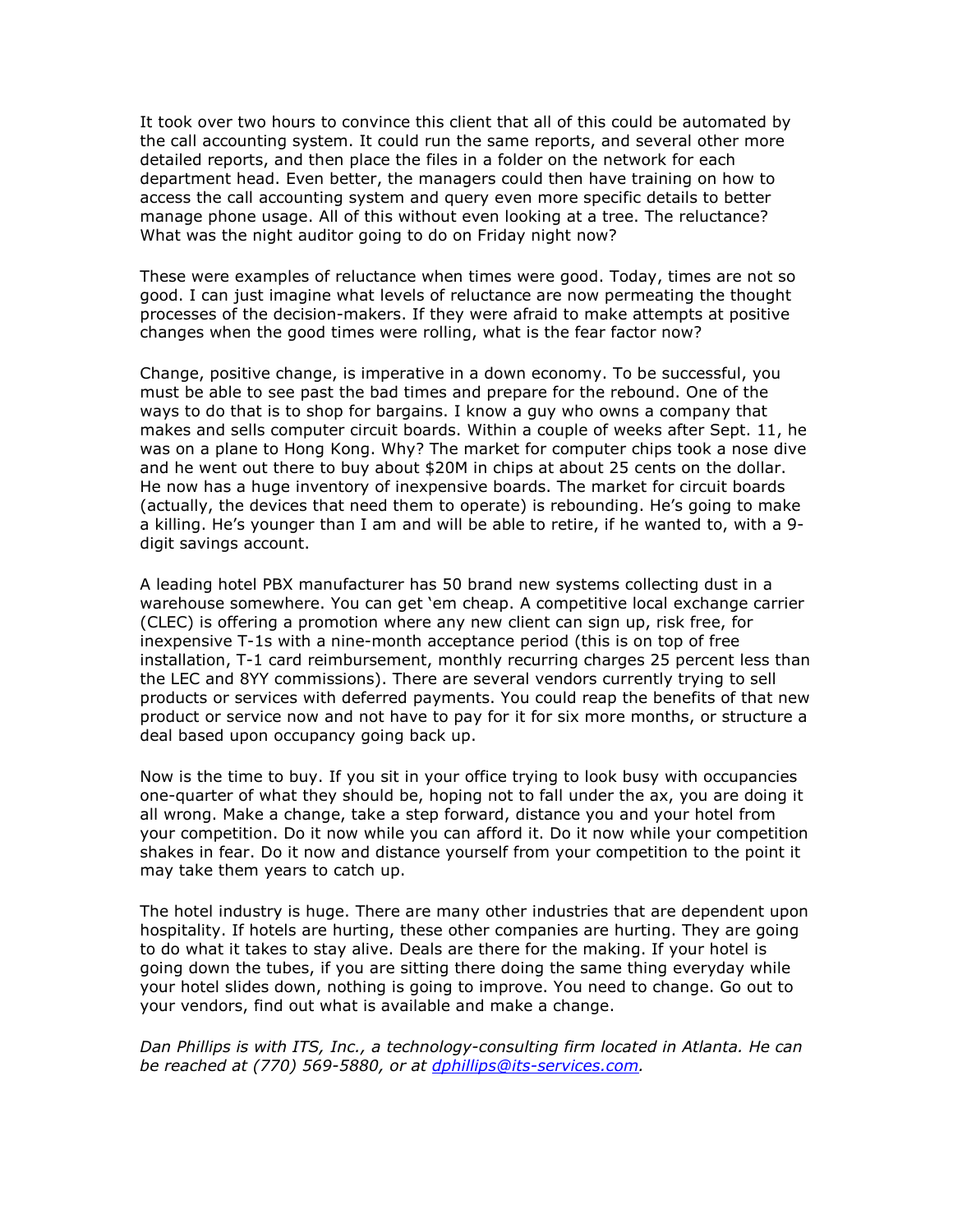It took over two hours to convince this client that all of this could be automated by the call accounting system. It could run the same reports, and several other more detailed reports, and then place the files in a folder on the network for each department head. Even better, the managers could then have training on how to access the call accounting system and query even more specific details to better manage phone usage. All of this without even looking at a tree. The reluctance? What was the night auditor going to do on Friday night now?

These were examples of reluctance when times were good. Today, times are not so good. I can just imagine what levels of reluctance are now permeating the thought processes of the decision-makers. If they were afraid to make attempts at positive changes when the good times were rolling, what is the fear factor now?

Change, positive change, is imperative in a down economy. To be successful, you must be able to see past the bad times and prepare for the rebound. One of the ways to do that is to shop for bargains. I know a guy who owns a company that makes and sells computer circuit boards. Within a couple of weeks after Sept. 11, he was on a plane to Hong Kong. Why? The market for computer chips took a nose dive and he went out there to buy about $20M in chips at about 25 cents on the dollar. He now has a huge inventory of inexpensive boards. The market for circuit boards (actually, the devices that need them to operate) is rebounding. He's going to make a killing. He's younger than I am and will be able to retire, if he wanted to, with a 9-digit savings account.

A leading hotel PBX manufacturer has 50 brand new systems collecting dust in a warehouse somewhere. You can get 'em cheap. A competitive local exchange carrier (CLEC) is offering a promotion where any new client can sign up, risk free, for inexpensive T-1s with a nine-month acceptance period (this is on top of free installation, T-1 card reimbursement, monthly recurring charges 25 percent less than the LEC and 8YY commissions). There are several vendors currently trying to sell products or services with deferred payments. You could reap the benefits of that new product or service now and not have to pay for it for six more months, or structure a deal based upon occupancy going back up.

Now is the time to buy. If you sit in your office trying to look busy with occupancies one-quarter of what they should be, hoping not to fall under the ax, you are doing it all wrong. Make a change, take a step forward, distance you and your hotel from your competition. Do it now while you can afford it. Do it now while your competition shakes in fear. Do it now and distance yourself from your competition to the point it may take them years to catch up.

The hotel industry is huge. There are many other industries that are dependent upon hospitality. If hotels are hurting, these other companies are hurting. They are going to do what it takes to stay alive. Deals are there for the making. If your hotel is going down the tubes, if you are sitting there doing the same thing everyday while your hotel slides down, nothing is going to improve. You need to change. Go out to your vendors, find out what is available and make a change.

*Dan Phillips is with ITS, Inc., a technology-consulting firm located in Atlanta. He can be reached at (770) 569-5880, or at [dphillips@its-services.com](mailto:dphillips@its-services.com).*